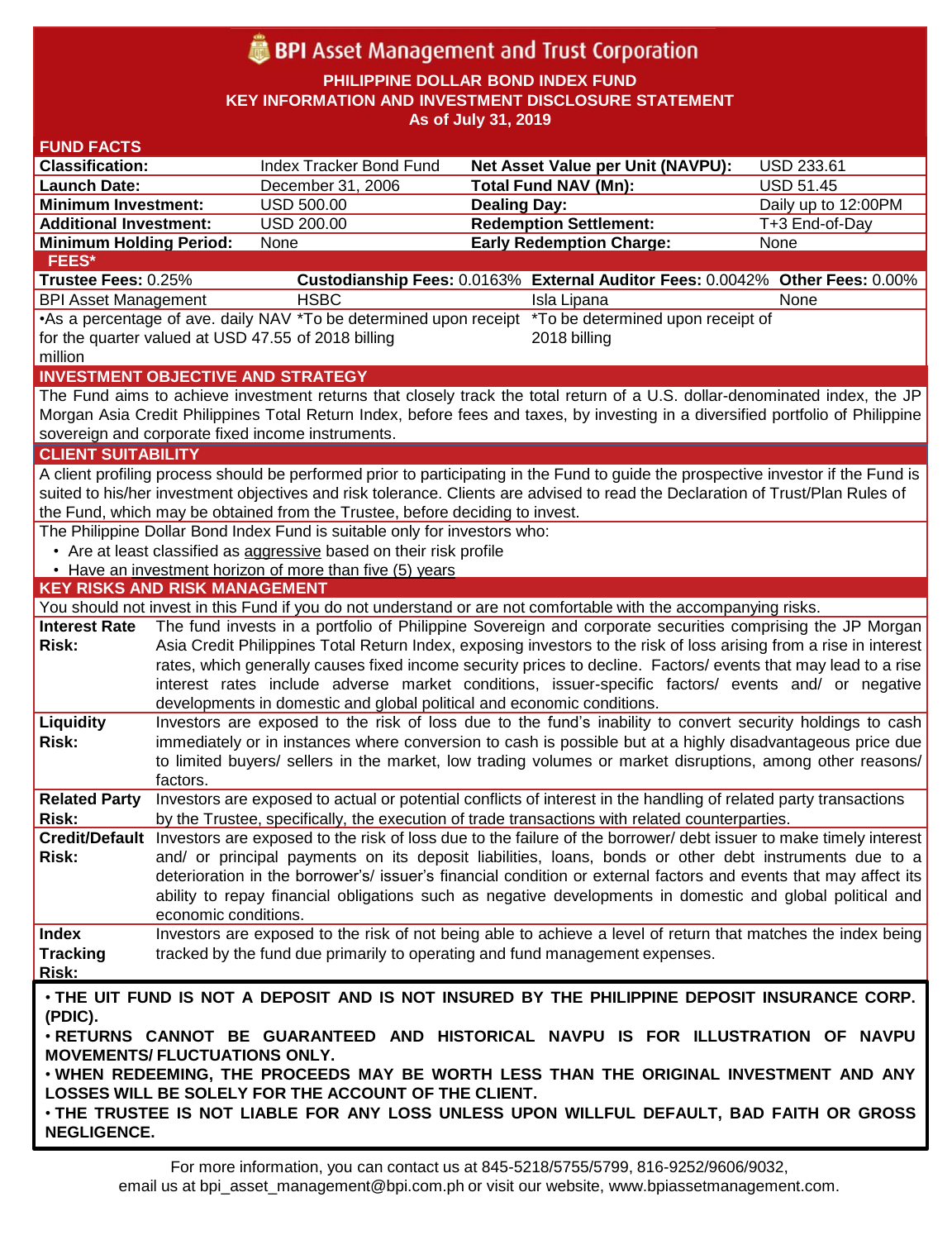# BPI Asset Management and Trust Corporation

**PHILIPPINE DOLLAR BOND INDEX FUND**
**KEY INFORMATION AND INVESTMENT DISCLOSURE STATEMENT**
**As of July 31, 2019**

## FUND FACTS

| | | | |
|---|---|---|---|
| **Classification:** | Index Tracker Bond Fund | **Net Asset Value per Unit (NAVPU):** | USD 233.61 |
| **Launch Date:** | December 31, 2006 | **Total Fund NAV (Mn):** | USD 51.45 |
| **Minimum Investment:** | USD 500.00 | **Dealing Day:** | Daily up to 12:00PM |
| **Additional Investment:** | USD 200.00 | **Redemption Settlement:** | T+3 End-of-Day |
| **Minimum Holding Period:** | None | **Early Redemption Charge:** | None |

## FEES*

| **Trustee Fees:** 0.25% | **Custodianship Fees:** 0.0163% | **External Auditor Fees:** 0.0042% | **Other Fees:** 0.00% |
|---|---|---|---|
| BPI Asset Management | HSBC | Isla Lipana | None |
| •As a percentage of ave. daily NAV for the quarter valued at USD 47.55 million | *To be determined upon receipt of 2018 billing | *To be determined upon receipt of 2018 billing | |

## INVESTMENT OBJECTIVE AND STRATEGY

The Fund aims to achieve investment returns that closely track the total return of a U.S. dollar-denominated index, the JP Morgan Asia Credit Philippines Total Return Index, before fees and taxes, by investing in a diversified portfolio of Philippine sovereign and corporate fixed income instruments.

## CLIENT SUITABILITY

A client profiling process should be performed prior to participating in the Fund to guide the prospective investor if the Fund is suited to his/her investment objectives and risk tolerance. Clients are advised to read the Declaration of Trust/Plan Rules of the Fund, which may be obtained from the Trustee, before deciding to invest.

The Philippine Dollar Bond Index Fund is suitable only for investors who:

- Are at least classified as aggressive based on their risk profile
- Have an investment horizon of more than five (5) years

## KEY RISKS AND RISK MANAGEMENT

You should not invest in this Fund if you do not understand or are not comfortable with the accompanying risks.

| | |
|---|---|
| **Interest Rate Risk:** | The fund invests in a portfolio of Philippine Sovereign and corporate securities comprising the JP Morgan Asia Credit Philippines Total Return Index, exposing investors to the risk of loss arising from a rise in interest rates, which generally causes fixed income security prices to decline. Factors/ events that may lead to a rise interest rates include adverse market conditions, issuer-specific factors/ events and/ or negative developments in domestic and global political and economic conditions. |
| **Liquidity Risk:** | Investors are exposed to the risk of loss due to the fund's inability to convert security holdings to cash immediately or in instances where conversion to cash is possible but at a highly disadvantageous price due to limited buyers/ sellers in the market, low trading volumes or market disruptions, among other reasons/ factors. |
| **Related Party Risk:** | Investors are exposed to actual or potential conflicts of interest in the handling of related party transactions by the Trustee, specifically, the execution of trade transactions with related counterparties. |
| **Credit/Default Risk:** | Investors are exposed to the risk of loss due to the failure of the borrower/ debt issuer to make timely interest and/ or principal payments on its deposit liabilities, loans, bonds or other debt instruments due to a deterioration in the borrower's/ issuer's financial condition or external factors and events that may affect its ability to repay financial obligations such as negative developments in domestic and global political and economic conditions. |
| **Index Tracking Risk:** | Investors are exposed to the risk of not being able to achieve a level of return that matches the index being tracked by the fund due primarily to operating and fund management expenses. |

**• THE UIT FUND IS NOT A DEPOSIT AND IS NOT INSURED BY THE PHILIPPINE DEPOSIT INSURANCE CORP. (PDIC).**
**• RETURNS CANNOT BE GUARANTEED AND HISTORICAL NAVPU IS FOR ILLUSTRATION OF NAVPU MOVEMENTS/ FLUCTUATIONS ONLY.**
**• WHEN REDEEMING, THE PROCEEDS MAY BE WORTH LESS THAN THE ORIGINAL INVESTMENT AND ANY LOSSES WILL BE SOLELY FOR THE ACCOUNT OF THE CLIENT.**
**• THE TRUSTEE IS NOT LIABLE FOR ANY LOSS UNLESS UPON WILLFUL DEFAULT, BAD FAITH OR GROSS NEGLIGENCE.**

For more information, you can contact us at 845-5218/5755/5799, 816-9252/9606/9032, email us at bpi_asset_management@bpi.com.ph or visit our website, www.bpiassetmanagement.com.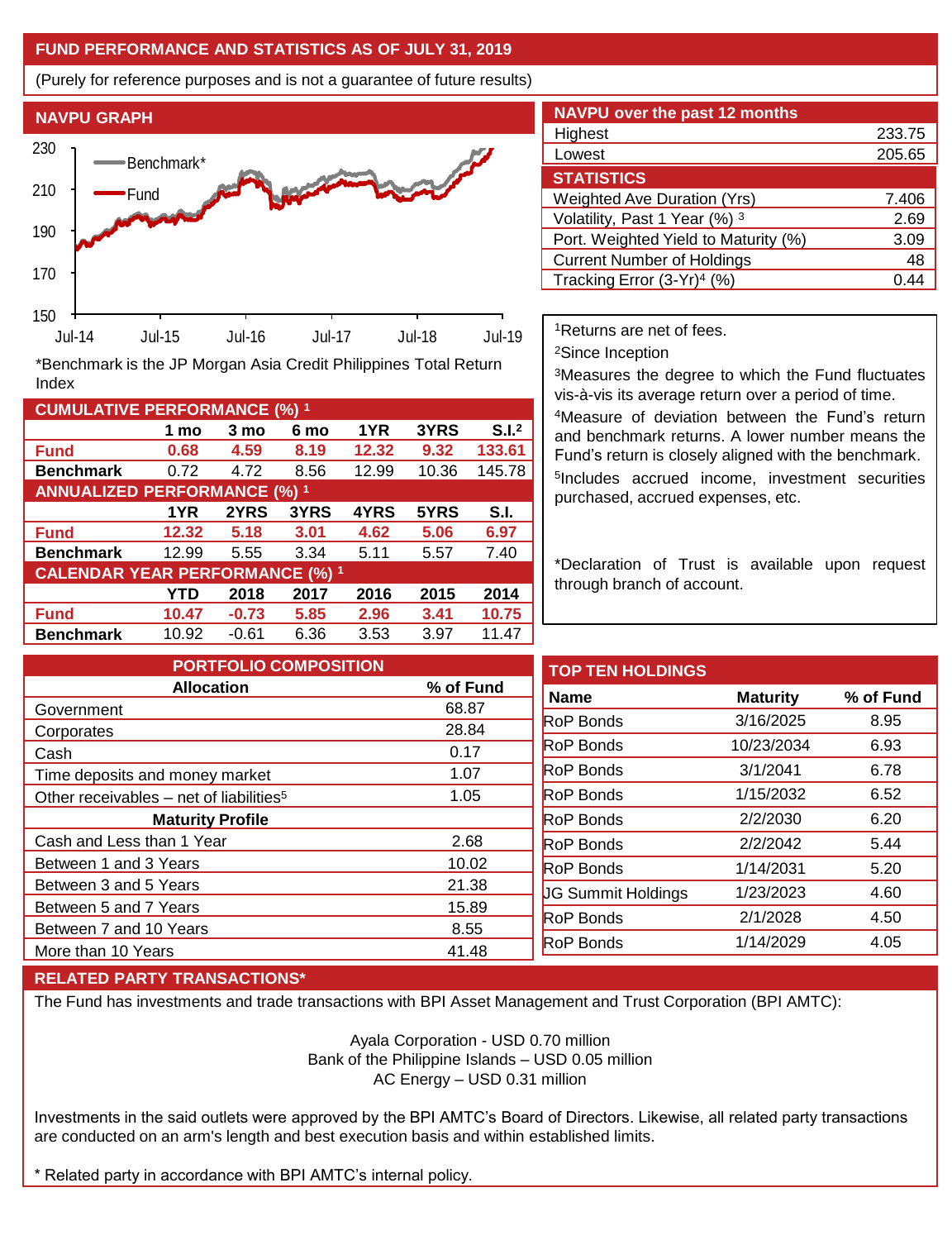## FUND PERFORMANCE AND STATISTICS AS OF JULY 31, 2019

(Purely for reference purposes and is not a guarantee of future results)

### NAVPU GRAPH

*Benchmark is the JP Morgan Asia Credit Philippines Total Return Index

### NAVPU over the past 12 months

| | |
|---|---|
| Highest | 233.75 |
| Lowest | 205.65 |

### STATISTICS

| | |
|---|---|
| Weighted Ave Duration (Yrs) | 7.406 |
| Volatility, Past 1 Year (%) [3] | 2.69 |
| Port. Weighted Yield to Maturity (%) | 3.09 |
| Current Number of Holdings | 48 |
| Tracking Error (3-Yr)[4] (%) | 0.44 |

### CUMULATIVE PERFORMANCE (%) [1]

| | 1 mo | 3 mo | 6 mo | 1YR | 3YRS | S.I.[2] |
|---|---|---|---|---|---|---|
| **Fund** | 0.68 | 4.59 | 8.19 | 12.32 | 9.32 | 133.61 |
| **Benchmark** | 0.72 | 4.72 | 8.56 | 12.99 | 10.36 | 145.78 |

### ANNUALIZED PERFORMANCE (%) [1]

| | 1YR | 2YRS | 3YRS | 4YRS | 5YRS | S.I. |
|---|---|---|---|---|---|---|
| **Fund** | 12.32 | 5.18 | 3.01 | 4.62 | 5.06 | 6.97 |
| **Benchmark** | 12.99 | 5.55 | 3.34 | 5.11 | 5.57 | 7.40 |

### CALENDAR YEAR PERFORMANCE (%) [1]

| | YTD | 2018 | 2017 | 2016 | 2015 | 2014 |
|---|---|---|---|---|---|---|
| **Fund** | 10.47 | -0.73 | 5.85 | 2.96 | 3.41 | 10.75 |
| **Benchmark** | 10.92 | -0.61 | 6.36 | 3.53 | 3.97 | 11.47 |

[1]Returns are net of fees.

[2]Since Inception

[3]Measures the degree to which the Fund fluctuates vis-à-vis its average return over a period of time.

[4]Measure of deviation between the Fund's return and benchmark returns. A lower number means the Fund's return is closely aligned with the benchmark.

[5]Includes accrued income, investment securities purchased, accrued expenses, etc.

*Declaration of Trust is available upon request through branch of account.

### PORTFOLIO COMPOSITION

| Allocation | % of Fund |
|---|---|
| Government | 68.87 |
| Corporates | 28.84 |
| Cash | 0.17 |
| Time deposits and money market | 1.07 |
| Other receivables – net of liabilities[5] | 1.05 |
| **Maturity Profile** | |
| Cash and Less than 1 Year | 2.68 |
| Between 1 and 3 Years | 10.02 |
| Between 3 and 5 Years | 21.38 |
| Between 5 and 7 Years | 15.89 |
| Between 7 and 10 Years | 8.55 |
| More than 10 Years | 41.48 |

### TOP TEN HOLDINGS

| Name | Maturity | % of Fund |
|---|---|---|
| RoP Bonds | 3/16/2025 | 8.95 |
| RoP Bonds | 10/23/2034 | 6.93 |
| RoP Bonds | 3/1/2041 | 6.78 |
| RoP Bonds | 1/15/2032 | 6.52 |
| RoP Bonds | 2/2/2030 | 6.20 |
| RoP Bonds | 2/2/2042 | 5.44 |
| RoP Bonds | 1/14/2031 | 5.20 |
| JG Summit Holdings | 1/23/2023 | 4.60 |
| RoP Bonds | 2/1/2028 | 4.50 |
| RoP Bonds | 1/14/2029 | 4.05 |

### RELATED PARTY TRANSACTIONS*

The Fund has investments and trade transactions with BPI Asset Management and Trust Corporation (BPI AMTC):

Ayala Corporation - USD 0.70 million
Bank of the Philippine Islands – USD 0.05 million
AC Energy – USD 0.31 million

Investments in the said outlets were approved by the BPI AMTC's Board of Directors. Likewise, all related party transactions are conducted on an arm's length and best execution basis and within established limits.

* Related party in accordance with BPI AMTC's internal policy.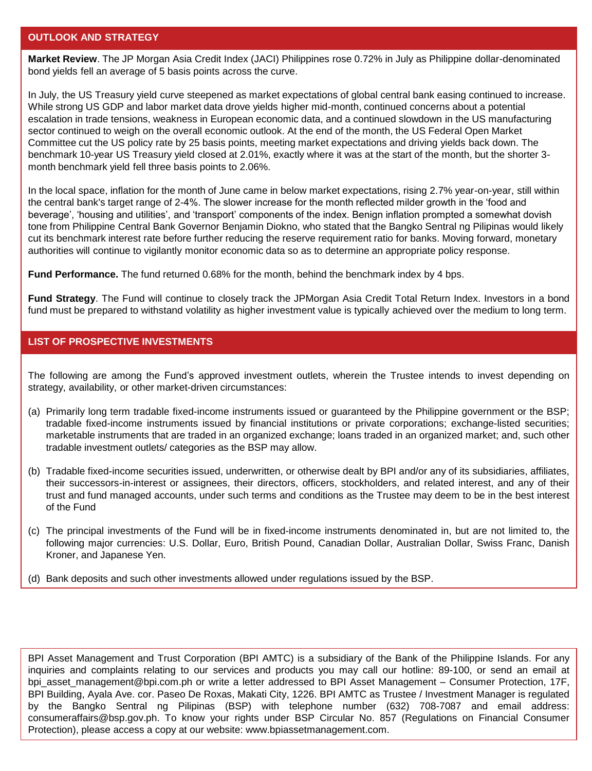## OUTLOOK AND STRATEGY

**Market Review**. The JP Morgan Asia Credit Index (JACI) Philippines rose 0.72% in July as Philippine dollar-denominated bond yields fell an average of 5 basis points across the curve.

In July, the US Treasury yield curve steepened as market expectations of global central bank easing continued to increase. While strong US GDP and labor market data drove yields higher mid-month, continued concerns about a potential escalation in trade tensions, weakness in European economic data, and a continued slowdown in the US manufacturing sector continued to weigh on the overall economic outlook. At the end of the month, the US Federal Open Market Committee cut the US policy rate by 25 basis points, meeting market expectations and driving yields back down. The benchmark 10-year US Treasury yield closed at 2.01%, exactly where it was at the start of the month, but the shorter 3-month benchmark yield fell three basis points to 2.06%.

In the local space, inflation for the month of June came in below market expectations, rising 2.7% year-on-year, still within the central bank's target range of 2-4%. The slower increase for the month reflected milder growth in the 'food and beverage', 'housing and utilities', and 'transport' components of the index. Benign inflation prompted a somewhat dovish tone from Philippine Central Bank Governor Benjamin Diokno, who stated that the Bangko Sentral ng Pilipinas would likely cut its benchmark interest rate before further reducing the reserve requirement ratio for banks. Moving forward, monetary authorities will continue to vigilantly monitor economic data so as to determine an appropriate policy response.

**Fund Performance.** The fund returned 0.68% for the month, behind the benchmark index by 4 bps.

**Fund Strategy**. The Fund will continue to closely track the JPMorgan Asia Credit Total Return Index. Investors in a bond fund must be prepared to withstand volatility as higher investment value is typically achieved over the medium to long term.

## LIST OF PROSPECTIVE INVESTMENTS

The following are among the Fund's approved investment outlets, wherein the Trustee intends to invest depending on strategy, availability, or other market-driven circumstances:

(a) Primarily long term tradable fixed-income instruments issued or guaranteed by the Philippine government or the BSP; tradable fixed-income instruments issued by financial institutions or private corporations; exchange-listed securities; marketable instruments that are traded in an organized exchange; loans traded in an organized market; and, such other tradable investment outlets/ categories as the BSP may allow.

(b) Tradable fixed-income securities issued, underwritten, or otherwise dealt by BPI and/or any of its subsidiaries, affiliates, their successors-in-interest or assignees, their directors, officers, stockholders, and related interest, and any of their trust and fund managed accounts, under such terms and conditions as the Trustee may deem to be in the best interest of the Fund

(c) The principal investments of the Fund will be in fixed-income instruments denominated in, but are not limited to, the following major currencies: U.S. Dollar, Euro, British Pound, Canadian Dollar, Australian Dollar, Swiss Franc, Danish Kroner, and Japanese Yen.

(d) Bank deposits and such other investments allowed under regulations issued by the BSP.

BPI Asset Management and Trust Corporation (BPI AMTC) is a subsidiary of the Bank of the Philippine Islands. For any inquiries and complaints relating to our services and products you may call our hotline: 89-100, or send an email at bpi_asset_management@bpi.com.ph or write a letter addressed to BPI Asset Management – Consumer Protection, 17F, BPI Building, Ayala Ave. cor. Paseo De Roxas, Makati City, 1226. BPI AMTC as Trustee / Investment Manager is regulated by the Bangko Sentral ng Pilipinas (BSP) with telephone number (632) 708-7087 and email address: consumeraffairs@bsp.gov.ph. To know your rights under BSP Circular No. 857 (Regulations on Financial Consumer Protection), please access a copy at our website: www.bpiassetmanagement.com.